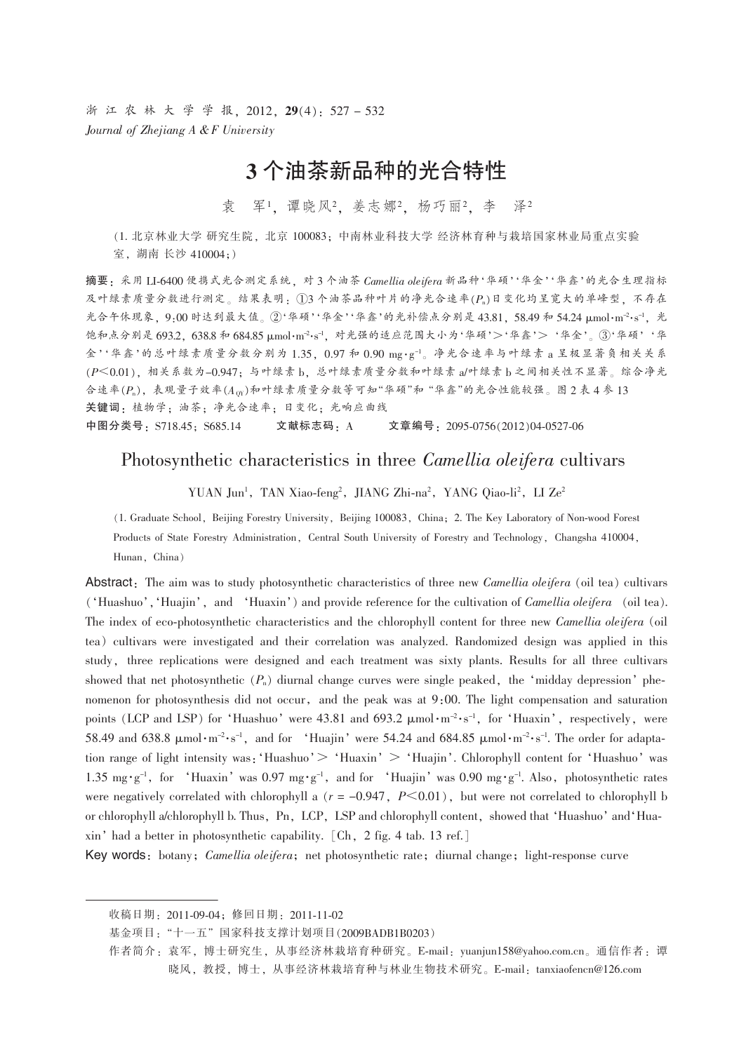# 3 个油茶新品种的光合特性

袁　军[1]，谭晓风[2]，姜志娜[2]，杨巧丽[2]，李　泽[2]

（1. 北京林业大学 研究生院，北京 100083；中南林业科技大学 经济林育种与栽培国家林业局重点实验室，湖南 长沙 410004；）

**摘要**：采用 LI-6400 便携式光合测定系统，对 3 个油茶 *Camellia oleifera* 新品种'华硕''华金''华鑫'的光合生理指标及叶绿素质量分数进行测定。结果表明：①3 个油茶品种叶片的净光合速率($P_n$)日变化均呈宽大的单峰型，不存在光合午休现象，9:00 时达到最大值。②'华硕''华金''华鑫'的光补偿点分别是 43.81，58.49 和 54.24 μmol·m$^{-2}$·s$^{-1}$，光饱和点分别是 693.2，638.8 和 684.85 μmol·m$^{-2}$·s$^{-1}$，对光强的适应范围大小为'华硕'>'华鑫'> '华金'。③'华硕' '华金''华鑫'的总叶绿素质量分数分别为 1.35，0.97 和 0.90 mg·g$^{-1}$。净光合速率与叶绿素 a 呈极显著负相关关系($P$<0.01)，相关系数为-0.947；与叶绿素 b，总叶绿素质量分数和叶绿素 a/叶绿素 b 之间相关性不显著。综合净光合速率($P_n$)，表观量子效率($A_{QY}$)和叶绿素质量分数等可知"华硕"和 "华鑫"的光合性能较强。图 2 表 4 参 13

**关键词**：植物学；油茶；净光合速率；日变化；光响应曲线

**中图分类号**：S718.45；S685.14　　**文献标志码**：A　　**文章编号**：2095-0756(2012)04-0527-06

## Photosynthetic characteristics in three *Camellia oleifera* cultivars

YUAN Jun[1], TAN Xiao-feng[2], JIANG Zhi-na[2], YANG Qiao-li[2], LI Ze[2]

(1. Graduate School, Beijing Forestry University, Beijing 100083, China; 2. The Key Laboratory of Non-wood Forest Products of State Forestry Administration, Central South University of Forestry and Technology, Changsha 410004, Hunan, China)

**Abstract**: The aim was to study photosynthetic characteristics of three new *Camellia oleifera* (oil tea) cultivars ('Huashuo', 'Huajin', and 'Huaxin') and provide reference for the cultivation of *Camellia oleifera* (oil tea). The index of eco-photosynthetic characteristics and the chlorophyll content for three new *Camellia oleifera* (oil tea) cultivars were investigated and their correlation was analyzed. Randomized design was applied in this study, three replications were designed and each treatment was sixty plants. Results for all three cultivars showed that net photosynthetic ($P_n$) diurnal change curves were single peaked, the 'midday depression' phenomenon for photosynthesis did not occur, and the peak was at 9:00. The light compensation and saturation points (LCP and LSP) for 'Huashuo' were 43.81 and 693.2 μmol·m$^{-2}$·s$^{-1}$, for 'Huaxin', respectively, were 58.49 and 638.8 μmol·m$^{-2}$·s$^{-1}$, and for 'Huajin' were 54.24 and 684.85 μmol·m$^{-2}$·s$^{-1}$. The order for adaptation range of light intensity was: 'Huashuo' > 'Huaxin' > 'Huajin'. Chlorophyll content for 'Huashuo' was 1.35 mg·g$^{-1}$, for 'Huaxin' was 0.97 mg·g$^{-1}$, and for 'Huajin' was 0.90 mg·g$^{-1}$. Also, photosynthetic rates were negatively correlated with chlorophyll a ($r$ = -0.947, $P$<0.01), but were not correlated to chlorophyll b or chlorophyll a/chlorophyll b. Thus, Pn, LCP, LSP and chlorophyll content, showed that 'Huashuo' and 'Huaxin' had a better in photosynthetic capability. [Ch, 2 fig. 4 tab. 13 ref.]

**Key words**: botany; *Camellia oleifera*; net photosynthetic rate; diurnal change; light-response curve

---

收稿日期：2011-09-04；修回日期：2011-11-02

基金项目："十一五"国家科技支撑计划项目(2009BADB1B0203)

作者简介：袁军，博士研究生，从事经济林栽培育种研究。E-mail：yuanjun158@yahoo.com.cn。通信作者：谭晓风，教授，博士，从事经济林栽培育种与林业生物技术研究。E-mail：tanxiaofencn@126.com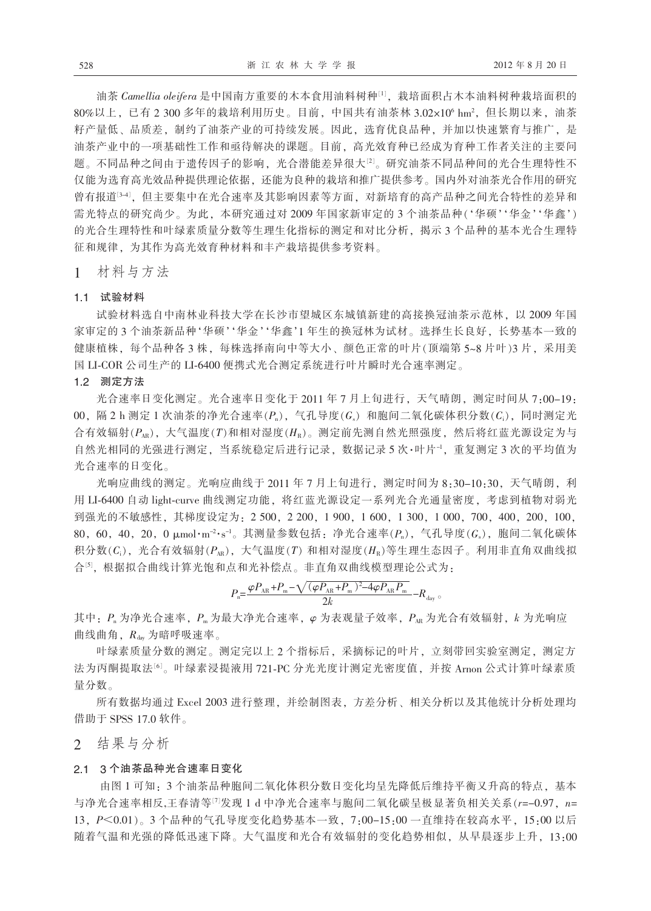油茶 *Camellia oleifera* 是中国南方重要的木本食用油料树种[1]，栽培面积占木本油料树种栽培面积的80%以上，已有 2 300 多年的栽培利用历史。目前，中国共有油茶林 $3.02\times10^6$ $hm^2$，但长期以来，油茶籽产量低、品质差，制约了油茶产业的可持续发展。因此，选育优良品种，并加以快速繁育与推广，是油茶产业中的一项基础性工作和亟待解决的课题。目前，高光效育种已经成为育种工作者关注的主要问题。不同品种之间由于遗传因子的影响，光合潜能差异很大[2]。研究油茶不同品种间的光合生理特性不仅能为选育高光效品种提供理论依据，还能为良种的栽培和推广提供参考。国内外对油茶光合作用的研究曾有报道[3-4]，但主要集中在光合速率及其影响因素等方面，对新培育的高产品种之间光合特性的差异和需光特点的研究尚少。为此，本研究通过对 2009 年国家新审定的 3 个油茶品种（'华硕''华金''华鑫'）的光合生理特性和叶绿素质量分数等生理生化指标的测定和对比分析，揭示 3 个品种的基本光合生理特征和规律，为其作为高光效育种材料和丰产栽培提供参考资料。

# 1 材料与方法

## 1.1 试验材料

试验材料选自中南林业科技大学在长沙市望城区东城镇新建的高接换冠油茶示范林，以 2009 年国家审定的 3 个油茶新品种'华硕''华金''华鑫'1 年生的换冠林为试材。选择生长良好，长势基本一致的健康植株，每个品种各 3 株，每株选择南向中等大小、颜色正常的叶片（顶端第 5~8 片叶）3 片，采用美国 LI-COR 公司生产的 LI-6400 便携式光合测定系统进行叶片瞬时光合速率测定。

## 1.2 测定方法

光合速率日变化测定。光合速率日变化于 2011 年 7 月上旬进行，天气晴朗，测定时间从 7:00–19:00，隔 2 h 测定 1 次油茶的净光合速率($P_n$)，气孔导度($G_s$) 和胞间二氧化碳体积分数($C_i$)，同时测定光合有效辐射($P_{AR}$)，大气温度($T$)和相对湿度($H_R$)。测定前先测自然光照强度，然后将红蓝光源设定为与自然光相同的光强进行测定，当系统稳定后进行记录，数据记录 5 次·叶片$^{-1}$，重复测定 3 次的平均值为光合速率的日变化。

光响应曲线的测定。光响应曲线于 2011 年 7 月上旬进行，测定时间为 8:30–10:30，天气晴朗，利用 LI-6400 自动 light-curve 曲线测定功能，将红蓝光源设定一系列光合光通量密度，考虑到植物对弱光到强光的不敏感性，其梯度设定为：2 500，2 200，1 900，1 600，1 300，1 000，700，400，200，100，80，60，40，20，0 $\mu mol\cdot m^{-2}\cdot s^{-1}$。其测量参数包括：净光合速率($P_n$)，气孔导度($G_s$)，胞间二氧化碳体积分数($C_i$)，光合有效辐射($P_{AR}$)，大气温度($T$) 和相对湿度($H_R$)等生理生态因子。利用非直角双曲线拟合[5]，根据拟合曲线计算光饱和点和光补偿点。非直角双曲线模型理论公式为：

$$P_n=\frac{\varphi P_{AR}+P_m-\sqrt{(\varphi P_{AR}+P_m)^2-4\varphi P_{AR}P_m}}{2k}-R_{day}。$$

其中：$P_n$ 为净光合速率，$P_m$ 为最大净光合速率，$\varphi$ 为表观量子效率，$P_{AR}$ 为光合有效辐射，$k$ 为光响应曲线曲角，$R_{day}$ 为暗呼吸速率。

叶绿素质量分数的测定。测定完以上 2 个指标后，采摘标记的叶片，立刻带回实验室测定，测定方法为丙酮提取法[6]。叶绿素浸提液用 721-PC 分光光度计测定光密度值，并按 Arnon 公式计算叶绿素质量分数。

所有数据均通过 Excel 2003 进行整理，并绘制图表，方差分析、相关分析以及其他统计分析处理均借助于 SPSS 17.0 软件。

# 2 结果与分析

## 2.1 3 个油茶品种光合速率日变化

由图 1 可知：3 个油茶品种胞间二氧化体积分数日变化均呈先降低后维持平衡又升高的特点，基本与净光合速率相反,王春清等[7]发现 1 d 中净光合速率与胞间二氧化碳呈极显著负相关关系($r=-0.97$，$n=13$，$P<0.01$)。3 个品种的气孔导度变化趋势基本一致，7:00–15:00 一直维持在较高水平，15:00 以后随着气温和光强的降低迅速下降。大气温度和光合有效辐射的变化趋势相似，从早晨逐步上升，13:00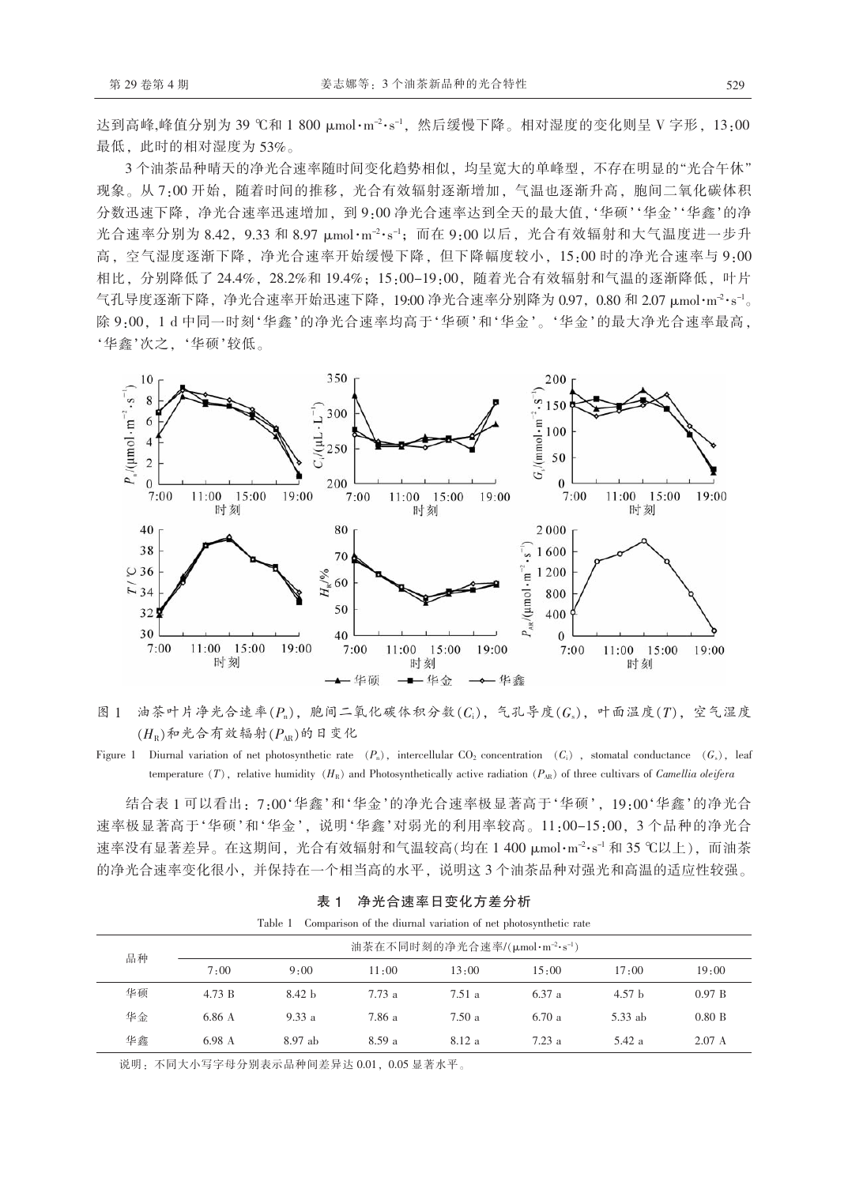达到高峰,峰值分别为 39 ℃和 1 800 μmol·m$^{-2}$·s$^{-1}$，然后缓慢下降。相对湿度的变化则呈 V 字形，13:00 最低，此时的相对湿度为 53%。

3 个油茶品种晴天的净光合速率随时间变化趋势相似，均呈宽大的单峰型，不存在明显的"光合午休"现象。从 7:00 开始，随着时间的推移，光合有效辐射逐渐增加，气温也逐渐升高，胞间二氧化碳体积分数迅速下降，净光合速率迅速增加，到 9:00 净光合速率达到全天的最大值，'华硕''华金''华鑫'的净光合速率分别为 8.42，9.33 和 8.97 μmol·m$^{-2}$·s$^{-1}$；而在 9:00 以后，光合有效辐射和大气温度进一步升高，空气湿度逐渐下降，净光合速率开始缓慢下降，但下降幅度较小，15:00 时的净光合速率与 9:00 相比，分别降低了 24.4%，28.2%和 19.4%；15:00–19:00，随着光合有效辐射和气温的逐渐降低，叶片气孔导度逐渐下降，净光合速率开始迅速下降，19:00 净光合速率分别降为 0.97，0.80 和 2.07 μmol·m$^{-2}$·s$^{-1}$。除 9:00，1 d 中同一时刻'华鑫'的净光合速率均高于'华硕'和'华金'。'华金'的最大净光合速率最高，'华鑫'次之，'华硕'较低。

图 1　油茶叶片净光合速率($P_n$)，胞间二氧化碳体积分数($C_i$)，气孔导度($G_s$)，叶面温度($T$)，空气湿度($H_R$)和光合有效辐射($P_{AR}$)的日变化

Figure 1　Diurnal variation of net photosynthetic rate ($P_n$), intercellular $CO_2$ concentration ($C_i$), stomatal conductance ($G_s$), leaf temperature ($T$), relative humidity ($H_R$) and Photosynthetically active radiation ($P_{AR}$) of three cultivars of *Camellia oleifera*

结合表 1 可以看出：7:00'华鑫'和'华金'的净光合速率极显著高于'华硕'，19:00'华鑫'的净光合速率极显著高于'华硕'和'华金'，说明'华鑫'对弱光的利用率较高。11:00–15:00，3 个品种的净光合速率没有显著差异。在这期间，光合有效辐射和气温较高(均在 1 400 μmol·m$^{-2}$·s$^{-1}$ 和 35 ℃以上)，而油茶的净光合速率变化很小，并保持在一个相当高的水平，说明这 3 个油茶品种对强光和高温的适应性较强。

**表 1　净光合速率日变化方差分析**

Table 1　Comparison of the diurnal variation of net photosynthetic rate

| 品种 | 油茶在不同时刻的净光合速率/(μmol·m$^{-2}$·s$^{-1}$) | | | | | | |
|---|---|---|---|---|---|---|---|
| | 7:00 | 9:00 | 11:00 | 13:00 | 15:00 | 17:00 | 19:00 |
| 华硕 | 4.73 B | 8.42 b | 7.73 a | 7.51 a | 6.37 a | 4.57 b | 0.97 B |
| 华金 | 6.86 A | 9.33 a | 7.86 a | 7.50 a | 6.70 a | 5.33 ab | 0.80 B |
| 华鑫 | 6.98 A | 8.97 ab | 8.59 a | 8.12 a | 7.23 a | 5.42 a | 2.07 A |

说明：不同大小写字母分别表示品种间差异达 0.01，0.05 显著水平。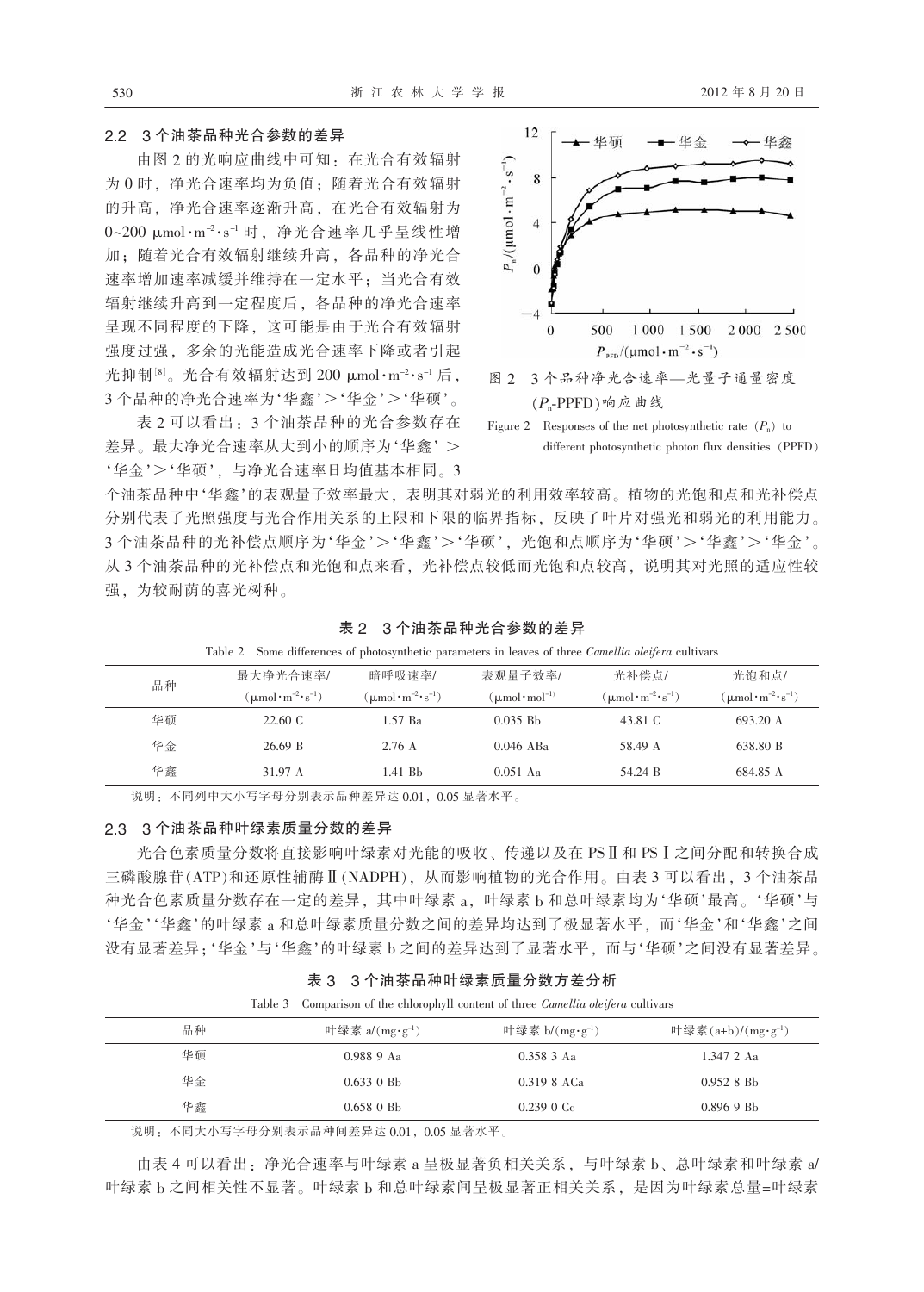## 2.2 3个油茶品种光合参数的差异

由图2的光响应曲线中可知：在光合有效辐射为0时，净光合速率均为负值；随着光合有效辐射的升高，净光合速率逐渐升高，在光合有效辐射为0~200 $\mu mol \cdot m^{-2} \cdot s^{-1}$时，净光合速率几乎呈线性增加；随着光合有效辐射继续升高，各品种的净光合速率增加速率减缓并维持在一定水平；当光合有效辐射继续升高到一定程度后，各品种的净光合速率呈现不同程度的下降，这可能是由于光合有效辐射强度过强，多余的光能造成光合速率下降或者引起光抑制[8]。光合有效辐射达到200 $\mu mol \cdot m^{-2} \cdot s^{-1}$后，3个品种的净光合速率为'华鑫'>'华金'>'华硕'。

图2 3个品种净光合速率—光量子通量密度($P_n$-PPFD)响应曲线

Figure 2 Responses of the net photosynthetic rate ($P_n$) to different photosynthetic photon flux densities (PPFD)

表2可以看出：3个油茶品种的光合参数存在差异。最大净光合速率从大到小的顺序为'华鑫'>'华金'>'华硕'，与净光合速率日均值基本相同。3个油茶品种中'华鑫'的表观量子效率最大，表明其对弱光的利用效率较高。植物的光饱和点和光补偿点分别代表了光照强度与光合作用关系的上限和下限的临界指标，反映了叶片对强光和弱光的利用能力。3个油茶品种的光补偿点顺序为'华金'>'华鑫'>'华硕'，光饱和点顺序为'华硕'>'华鑫'>'华金'。从3个油茶品种的光补偿点和光饱和点来看，光补偿点较低而光饱和点较高，说明其对光照的适应性较强，为较耐荫的喜光树种。

表2 3个油茶品种光合参数的差异

Table 2 Some differences of photosynthetic parameters in leaves of three *Camellia oleifera* cultivars

| 品种 | 最大净光合速率/($\mu mol \cdot m^{-2} \cdot s^{-1}$) | 暗呼吸速率/($\mu mol \cdot m^{-2} \cdot s^{-1}$) | 表观量子效率/($\mu mol \cdot mol^{-1}$) | 光补偿点/($\mu mol \cdot m^{-2} \cdot s^{-1}$) | 光饱和点/($\mu mol \cdot m^{-2} \cdot s^{-1}$) |
|---|---|---|---|---|---|
| 华硕 | 22.60 C | 1.57 Ba | 0.035 Bb | 43.81 C | 693.20 A |
| 华金 | 26.69 B | 2.76 A | 0.046 ABa | 58.49 A | 638.80 B |
| 华鑫 | 31.97 A | 1.41 Bb | 0.051 Aa | 54.24 B | 684.85 A |

说明：不同列中大小写字母分别表示品种差异达0.01，0.05显著水平。

## 2.3 3个油茶品种叶绿素质量分数的差异

光合色素质量分数将直接影响叶绿素对光能的吸收、传递以及在PSⅡ和PSⅠ之间分配和转换合成三磷酸腺苷(ATP)和还原性辅酶Ⅱ(NADPH)，从而影响植物的光合作用。由表3可以看出，3个油茶品种光合色素质量分数存在一定的差异，其中叶绿素a，叶绿素b和总叶绿素均为'华硕'最高。'华硕'与'华金''华鑫'的叶绿素a和总叶绿素质量分数之间的差异均达到了极显著水平，而'华金'和'华鑫'之间没有显著差异；'华金'与'华鑫'的叶绿素b之间的差异达到了显著水平，而与'华硕'之间没有显著差异。

表3 3个油茶品种叶绿素质量分数方差分析

Table 3 Comparison of the chlorophyll content of three *Camellia oleifera* cultivars

| 品种 | 叶绿素a/($mg \cdot g^{-1}$) | 叶绿素b/($mg \cdot g^{-1}$) | 叶绿素(a+b)/($mg \cdot g^{-1}$) |
|---|---|---|---|
| 华硕 | 0.988 9 Aa | 0.358 3 Aa | 1.347 2 Aa |
| 华金 | 0.633 0 Bb | 0.319 8 ACa | 0.952 8 Bb |
| 华鑫 | 0.658 0 Bb | 0.239 0 Cc | 0.896 9 Bb |

说明：不同大小写字母分别表示品种间差异达0.01，0.05显著水平。

由表4可以看出：净光合速率与叶绿素a呈极显著负相关关系，与叶绿素b、总叶绿素和叶绿素a/叶绿素b之间相关性不显著。叶绿素b和总叶绿素间呈极显著正相关关系，是因为叶绿素总量=叶绿素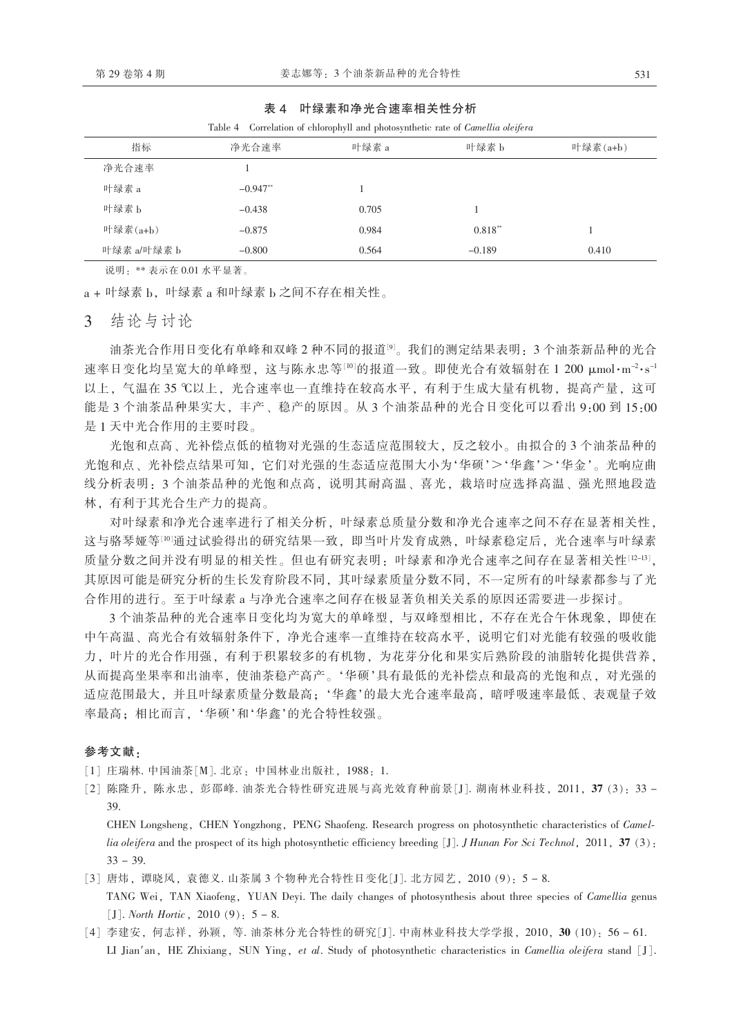**表 4　叶绿素和净光合速率相关性分析**

Table 4　Correlation of chlorophyll and photosynthetic rate of *Camellia oleifera*

| 指标 | 净光合速率 | 叶绿素 a | 叶绿素 b | 叶绿素(a+b) |
|---|---|---|---|---|
| 净光合速率 | 1 | | | |
| 叶绿素 a | −0.947** | 1 | | |
| 叶绿素 b | −0.438 | 0.705 | 1 | |
| 叶绿素(a+b) | −0.875 | 0.984 | 0.818** | 1 |
| 叶绿素 a/叶绿素 b | −0.800 | 0.564 | −0.189 | 0.410 |

说明：** 表示在 0.01 水平显著。

a + 叶绿素 b，叶绿素 a 和叶绿素 b 之间不存在相关性。

## 3　结论与讨论

油茶光合作用日变化有单峰和双峰 2 种不同的报道[9]。我们的测定结果表明：3 个油茶新品种的光合速率日变化均呈宽大的单峰型，这与陈永忠等[10]的报道一致。即使光合有效辐射在 1 200 $\mu mol \cdot m^{-2} \cdot s^{-1}$ 以上，气温在 35 ℃以上，光合速率也一直维持在较高水平，有利于生成大量有机物，提高产量，这可能是 3 个油茶品种果实大，丰产、稳产的原因。从 3 个油茶品种的光合日变化可以看出 9:00 到 15:00 是 1 天中光合作用的主要时段。

光饱和点高、光补偿点低的植物对光强的生态适应范围较大，反之较小。由拟合的 3 个油茶品种的光饱和点、光补偿点结果可知，它们对光强的生态适应范围大小为‘华硕’>‘华鑫’>‘华金’。光响应曲线分析表明：3 个油茶品种的光饱和点高，说明其耐高温、喜光，栽培时应选择高温、强光照地段造林，有利于其光合生产力的提高。

对叶绿素和净光合速率进行了相关分析，叶绿素总质量分数和净光合速率之间不存在显著相关性，这与骆琴娅等[10]通过试验得出的研究结果一致，即当叶片发育成熟，叶绿素稳定后，光合速率与叶绿素质量分数之间并没有明显的相关性。但也有研究表明：叶绿素和净光合速率之间存在显著相关性[12-13]，其原因可能是研究分析的生长发育阶段不同，其叶绿素质量分数不同，不一定所有的叶绿素都参与了光合作用的进行。至于叶绿素 a 与净光合速率之间存在极显著负相关关系的原因还需要进一步探讨。

3 个油茶品种的光合速率日变化均为宽大的单峰型，与双峰型相比，不存在光合午休现象，即使在中午高温、高光合有效辐射条件下，净光合速率一直维持在较高水平，说明它们对光能有较强的吸收能力，叶片的光合作用强，有利于积累较多的有机物，为花芽分化和果实后熟阶段的油脂转化提供营养，从而提高坐果率和出油率，使油茶稳产高产。‘华硕’具有最低的光补偿点和最高的光饱和点，对光强的适应范围最大，并且叶绿素质量分数最高；‘华鑫’的最大光合速率最高，暗呼吸速率最低、表观量子效率最高；相比而言，‘华硕’和‘华鑫’的光合特性较强。

**参考文献：**

[1] 庄瑞林. 中国油茶[M]. 北京：中国林业出版社，1988：1.

[2] 陈隆升，陈永忠，彭邵峰. 油茶光合特性研究进展与高光效育种前景[J]. 湖南林业科技，2011，**37** (3)：33 − 39.

CHEN Longsheng，CHEN Yongzhong，PENG Shaofeng. Research progress on photosynthetic characteristics of *Camellia oleifera* and the prospect of its high photosynthetic efficiency breeding [J]. *J Hunan For Sci Technol*，2011，**37** (3)：33 − 39.

[3] 唐炜，谭晓风，袁德义. 山茶属 3 个物种光合特性日变化[J]. 北方园艺，2010 (9)：5 − 8.

TANG Wei，TAN Xiaofeng，YUAN Deyi. The daily changes of photosynthesis about three species of *Camellia* genus [J]. *North Hortic*，2010 (9)：5 − 8.

[4] 李建安，何志祥，孙颖，等. 油茶林分光合特性的研究[J]. 中南林业科技大学学报，2010，**30** (10)：56 − 61.

LI Jian'an，HE Zhixiang，SUN Ying，*et al*. Study of photosynthetic characteristics in *Camellia oleifera* stand [J].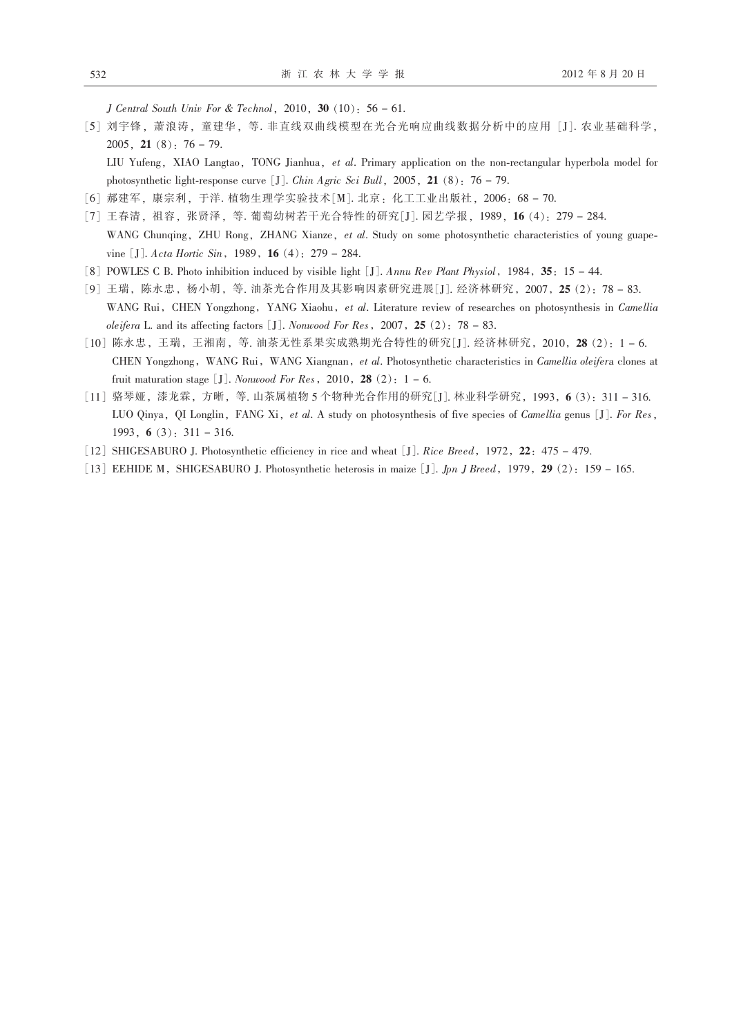*J Central South Univ For & Technol*, 2010, **30** (10): 56 – 61.

[5] 刘宇锋，萧浪涛，童建华，等. 非直线双曲线模型在光合光响应曲线数据分析中的应用 [J]. 农业基础科学，2005，**21** (8)：76 – 79.
LIU Yufeng, XIAO Langtao, TONG Jianhua, *et al*. Primary application on the non-rectangular hyperbola model for photosynthetic light-response curve [J]. *Chin Agric Sci Bull*, 2005, **21** (8): 76 – 79.

[6] 郝建军，康宗利，于洋. 植物生理学实验技术[M]. 北京：化工工业出版社，2006：68 – 70.

[7] 王春清，祖容，张贤泽，等. 葡萄幼树若干光合特性的研究[J]. 园艺学报，1989，**16** (4)：279 – 284.
WANG Chunqing, ZHU Rong, ZHANG Xianze, *et al*. Study on some photosynthetic characteristics of young guapevine [J]. *Acta Hortic Sin*, 1989, **16** (4): 279 – 284.

[8] POWLES C B. Photo inhibition induced by visible light [J]. *Annu Rev Plant Physiol*, 1984, **35**: 15 – 44.

[9] 王瑞，陈永忠，杨小胡，等. 油茶光合作用及其影响因素研究进展[J]. 经济林研究，2007，**25** (2)：78 – 83.
WANG Rui, CHEN Yongzhong, YANG Xiaohu, *et al*. Literature review of researches on photosynthesis in *Camellia oleifera* L. and its affecting factors [J]. *Nonwood For Res*, 2007, **25** (2): 78 – 83.

[10] 陈永忠，王瑞，王湘南，等. 油茶无性系果实成熟期光合特性的研究[J]. 经济林研究，2010，**28** (2)：1 – 6.
CHEN Yongzhong, WANG Rui, WANG Xiangnan, *et al*. Photosynthetic characteristics in *Camellia oleifera* clones at fruit maturation stage [J]. *Nonwood For Res*, 2010, **28** (2): 1 – 6.

[11] 骆琴娅，漆龙霖，方晰，等. 山茶属植物 5 个物种光合作用的研究[J]. 林业科学研究，1993，**6** (3)：311 – 316.
LUO Qinya, QI Longlin, FANG Xi, *et al*. A study on photosynthesis of five species of *Camellia* genus [J]. *For Res*, 1993, **6** (3): 311 – 316.

[12] SHIGESABURO J. Photosynthetic efficiency in rice and wheat [J]. *Rice Breed*, 1972, **22**: 475 – 479.

[13] EEHIDE M, SHIGESABURO J. Photosynthetic heterosis in maize [J]. *Jpn J Breed*, 1979, **29** (2): 159 – 165.